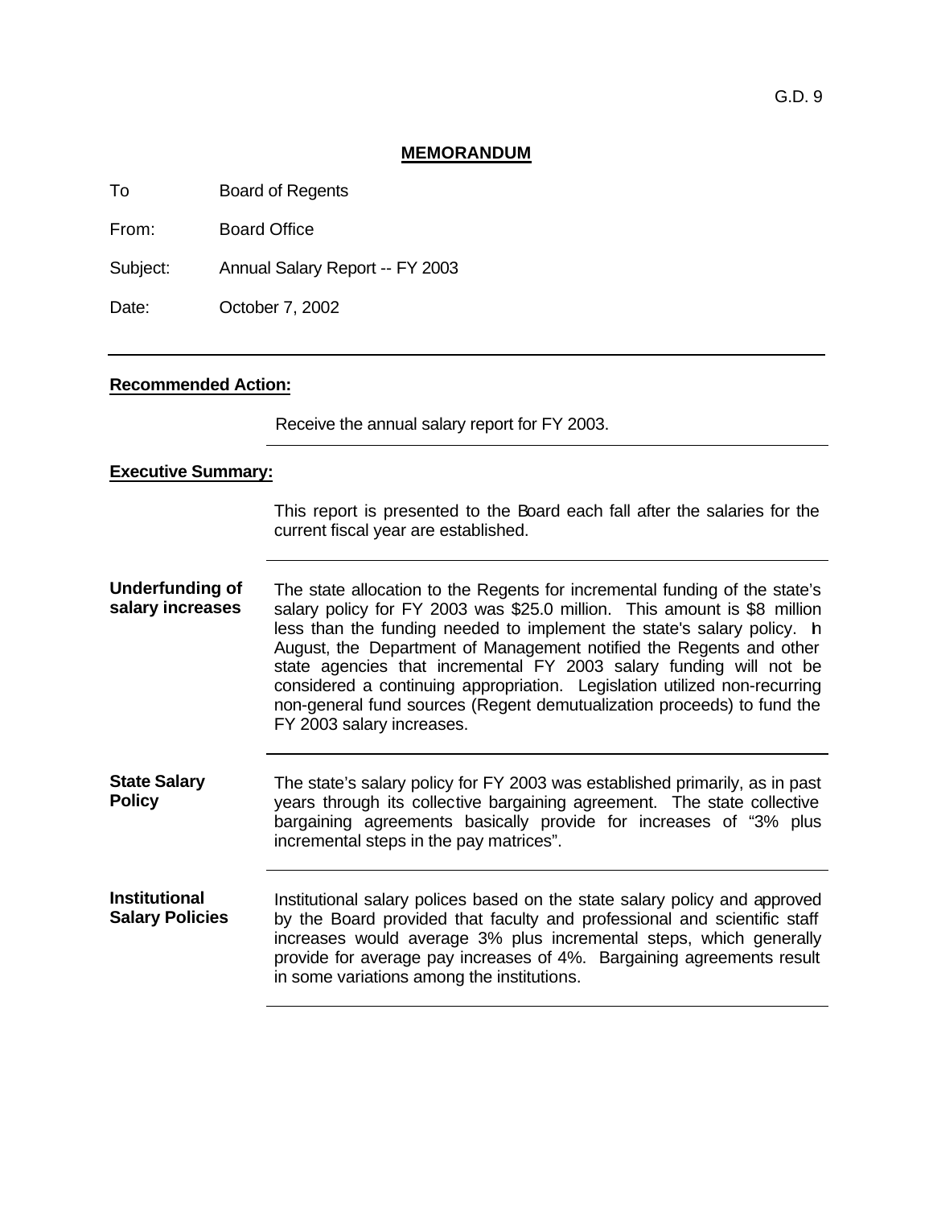G.D. 9

**MEMORANDUM**

To Board of Regents

From: Board Office

Subject: Annual Salary Report -- FY 2003

Date: October 7, 2002

---

**Recommended Action:**

Receive the annual salary report for FY 2003.

**Executive Summary:**

This report is presented to the Board each fall after the salaries for the current fiscal year are established.

**Underfunding of salary increases**

The state allocation to the Regents for incremental funding of the state's salary policy for FY 2003 was $25.0 million. This amount is $8 million less than the funding needed to implement the state's salary policy. In August, the Department of Management notified the Regents and other state agencies that incremental FY 2003 salary funding will not be considered a continuing appropriation. Legislation utilized non-recurring non-general fund sources (Regent demutualization proceeds) to fund the FY 2003 salary increases.

**State Salary Policy**

The state's salary policy for FY 2003 was established primarily, as in past years through its collective bargaining agreement. The state collective bargaining agreements basically provide for increases of "3% plus incremental steps in the pay matrices".

**Institutional Salary Policies**

Institutional salary polices based on the state salary policy and approved by the Board provided that faculty and professional and scientific staff increases would average 3% plus incremental steps, which generally provide for average pay increases of 4%. Bargaining agreements result in some variations among the institutions.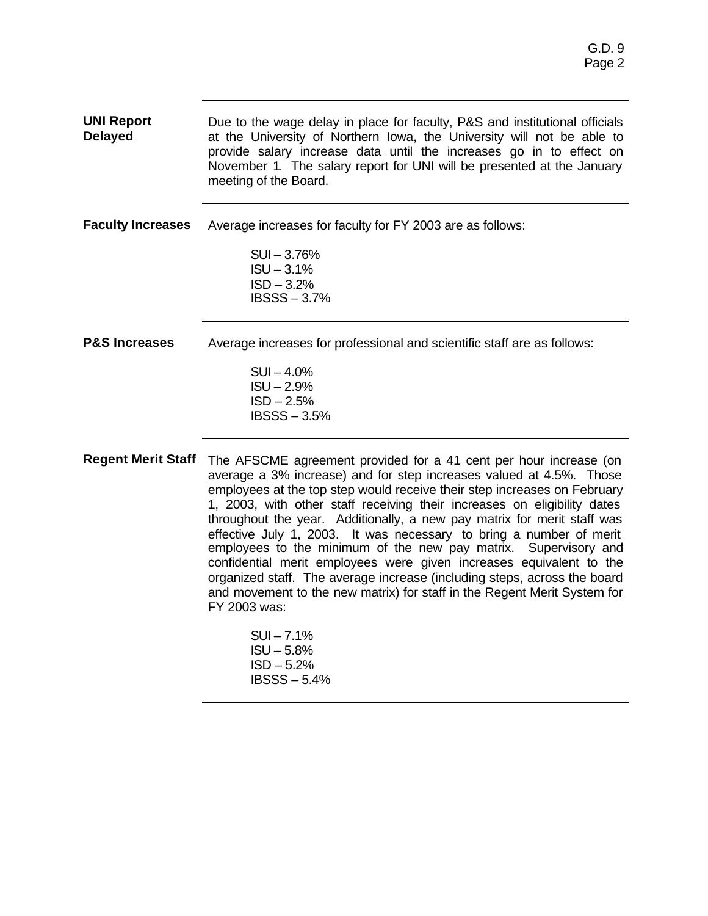**UNI Report Delayed**

Due to the wage delay in place for faculty, P&S and institutional officials at the University of Northern Iowa, the University will not be able to provide salary increase data until the increases go in to effect on November 1. The salary report for UNI will be presented at the January meeting of the Board.

**Faculty Increases**

Average increases for faculty for FY 2003 are as follows:

SUI – 3.76%
ISU – 3.1%
ISD – 3.2%
IBSSS – 3.7%

**P&S Increases**

Average increases for professional and scientific staff are as follows:

SUI – 4.0%
ISU – 2.9%
ISD – 2.5%
IBSSS – 3.5%

**Regent Merit Staff**

The AFSCME agreement provided for a 41 cent per hour increase (on average a 3% increase) and for step increases valued at 4.5%. Those employees at the top step would receive their step increases on February 1, 2003, with other staff receiving their increases on eligibility dates throughout the year. Additionally, a new pay matrix for merit staff was effective July 1, 2003. It was necessary to bring a number of merit employees to the minimum of the new pay matrix. Supervisory and confidential merit employees were given increases equivalent to the organized staff. The average increase (including steps, across the board and movement to the new matrix) for staff in the Regent Merit System for FY 2003 was:

SUI – 7.1%
ISU – 5.8%
ISD – 5.2%
IBSSS – 5.4%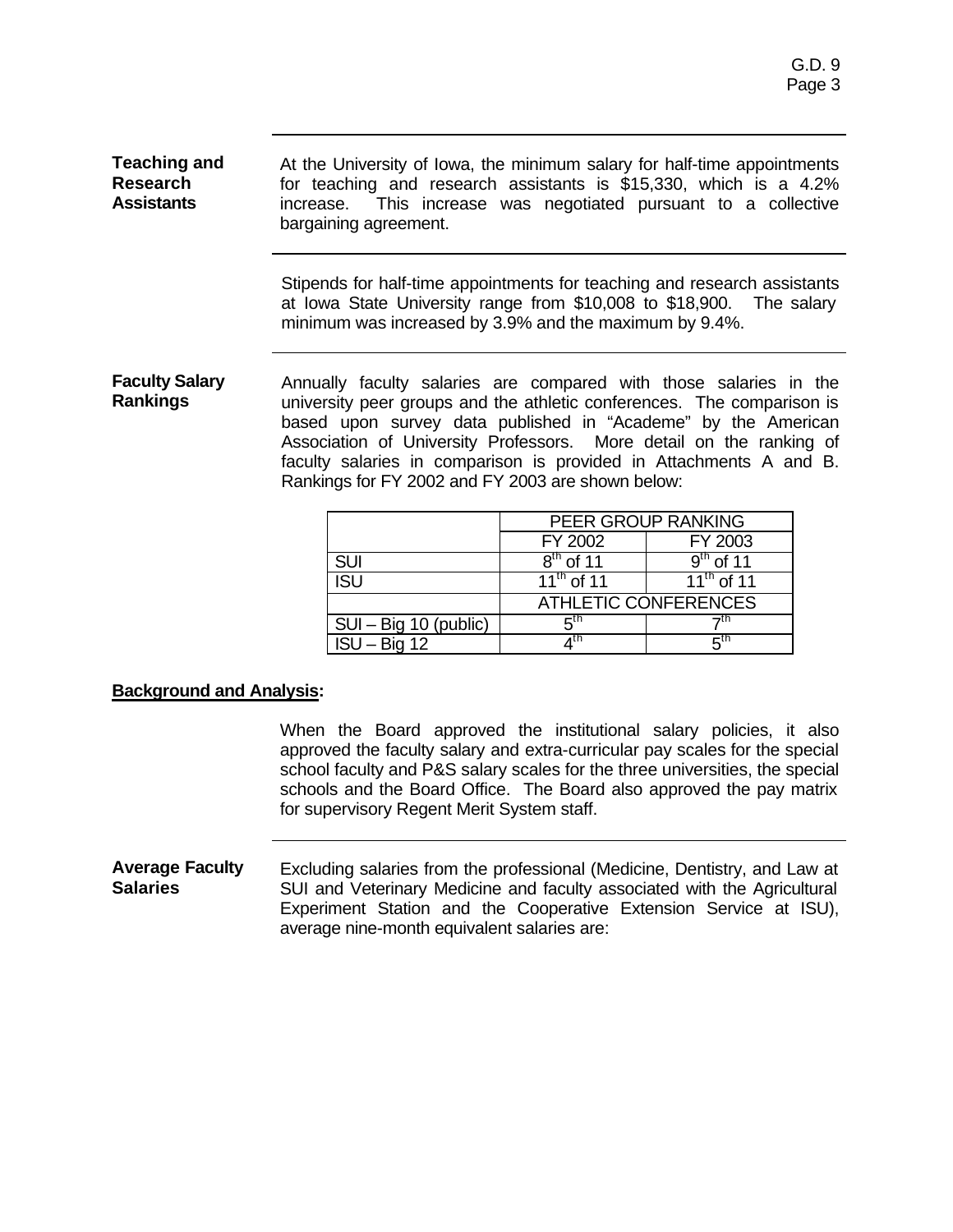**Teaching and Research Assistants**

At the University of Iowa, the minimum salary for half-time appointments for teaching and research assistants is $15,330, which is a 4.2% increase. This increase was negotiated pursuant to a collective bargaining agreement.

Stipends for half-time appointments for teaching and research assistants at Iowa State University range from $10,008 to $18,900. The salary minimum was increased by 3.9% and the maximum by 9.4%.

**Faculty Salary Rankings**

Annually faculty salaries are compared with those salaries in the university peer groups and the athletic conferences. The comparison is based upon survey data published in "Academe" by the American Association of University Professors. More detail on the ranking of faculty salaries in comparison is provided in Attachments A and B. Rankings for FY 2002 and FY 2003 are shown below:

| | PEER GROUP RANKING | |
|---|---|---|
| | FY 2002 | FY 2003 |
| SUI | 8th of 11 | 9th of 11 |
| ISU | 11th of 11 | 11th of 11 |
| | ATHLETIC CONFERENCES | |
| SUI – Big 10 (public) | 5th | 7th |
| ISU – Big 12 | 4th | 5th |

**Background and Analysis:**

When the Board approved the institutional salary policies, it also approved the faculty salary and extra-curricular pay scales for the special school faculty and P&S salary scales for the three universities, the special schools and the Board Office. The Board also approved the pay matrix for supervisory Regent Merit System staff.

**Average Faculty Salaries**

Excluding salaries from the professional (Medicine, Dentistry, and Law at SUI and Veterinary Medicine and faculty associated with the Agricultural Experiment Station and the Cooperative Extension Service at ISU), average nine-month equivalent salaries are: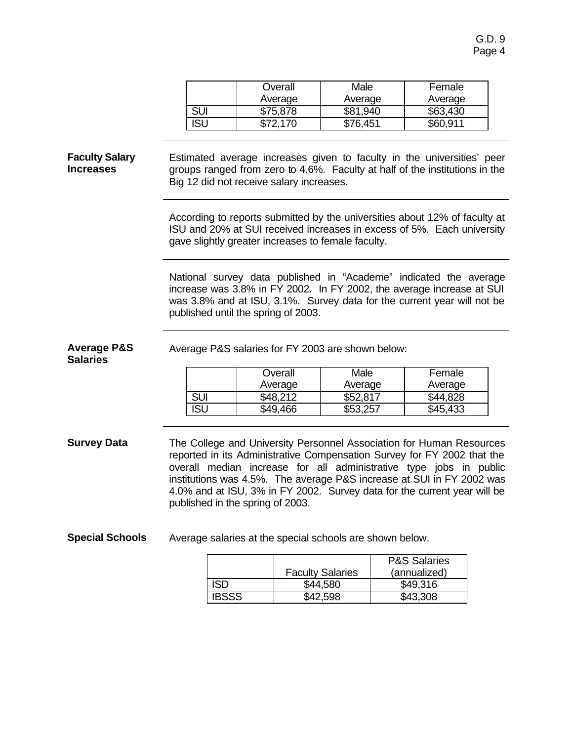| | Overall Average | Male Average | Female Average |
|---|---|---|---|
| SUI | $75,878 | $81,940 | $63,430 |
| ISU | $72,170 | $76,451 | $60,911 |

**Faculty Salary Increases**

Estimated average increases given to faculty in the universities' peer groups ranged from zero to 4.6%. Faculty at half of the institutions in the Big 12 did not receive salary increases.

According to reports submitted by the universities about 12% of faculty at ISU and 20% at SUI received increases in excess of 5%. Each university gave slightly greater increases to female faculty.

National survey data published in "Academe" indicated the average increase was 3.8% in FY 2002. In FY 2002, the average increase at SUI was 3.8% and at ISU, 3.1%. Survey data for the current year will not be published until the spring of 2003.

**Average P&S Salaries**

Average P&S salaries for FY 2003 are shown below:

| | Overall Average | Male Average | Female Average |
|---|---|---|---|
| SUI | $48,212 | $52,817 | $44,828 |
| ISU | $49,466 | $53,257 | $45,433 |

**Survey Data**

The College and University Personnel Association for Human Resources reported in its Administrative Compensation Survey for FY 2002 that the overall median increase for all administrative type jobs in public institutions was 4.5%. The average P&S increase at SUI in FY 2002 was 4.0% and at ISU, 3% in FY 2002. Survey data for the current year will be published in the spring of 2003.

**Special Schools**

Average salaries at the special schools are shown below.

| | Faculty Salaries | P&S Salaries (annualized) |
|---|---|---|
| ISD | $44,580 | $49,316 |
| IBSSS | $42,598 | $43,308 |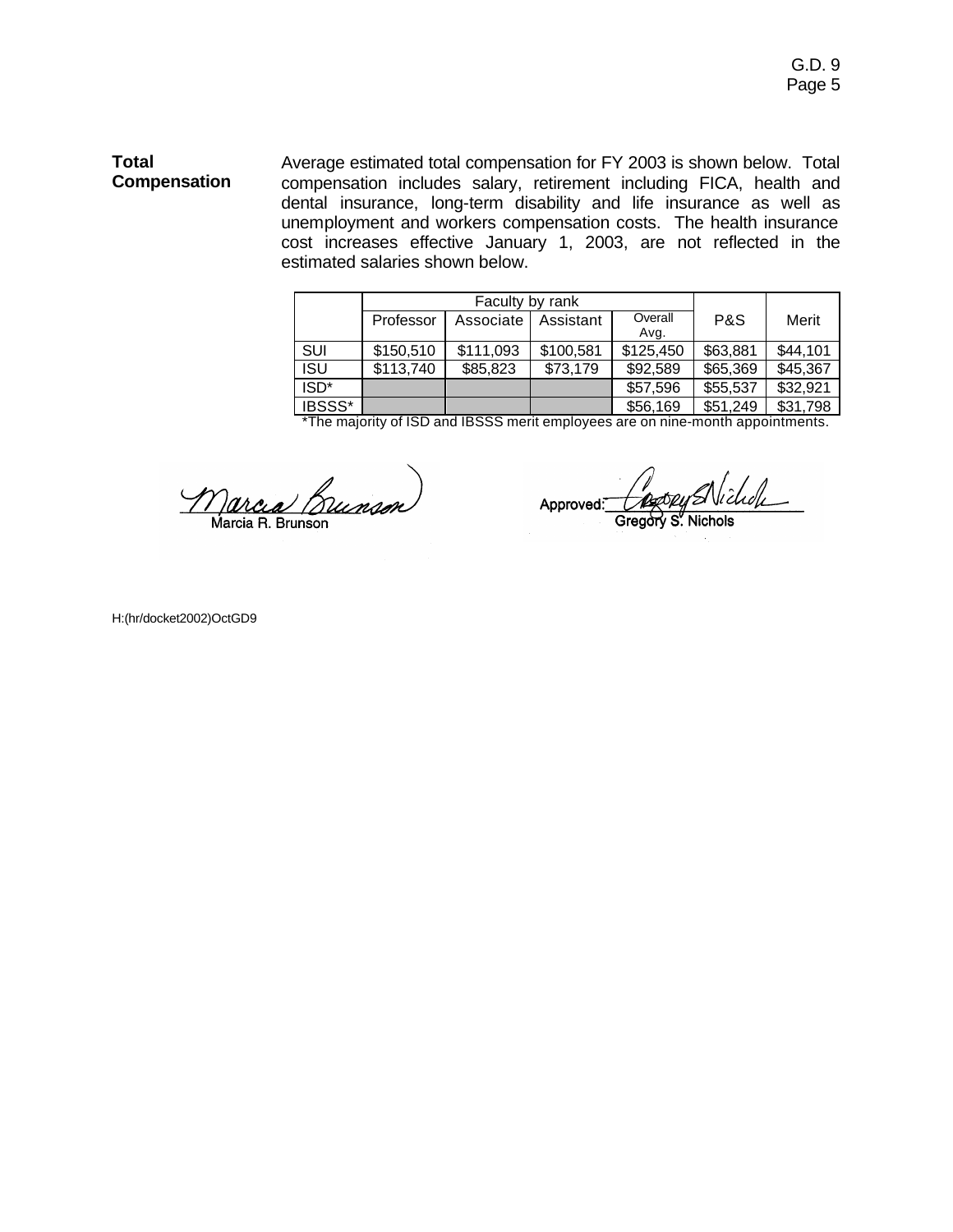**Total Compensation**

Average estimated total compensation for FY 2003 is shown below. Total compensation includes salary, retirement including FICA, health and dental insurance, long-term disability and life insurance as well as unemployment and workers compensation costs. The health insurance cost increases effective January 1, 2003, are not reflected in the estimated salaries shown below.

| | Faculty by rank | | | | | |
|---|---|---|---|---|---|---|
| | Professor | Associate | Assistant | Overall Avg. | P&S | Merit |
| SUI | $150,510 | $111,093 | $100,581 | $125,450 | $63,881 | $44,101 |
| ISU | $113,740 | $85,823 | $73,179 | $92,589 | $65,369 | $45,367 |
| ISD* | | | | $57,596 | $55,537 | $32,921 |
| IBSSS* | | | | $56,169 | $51,249 | $31,798 |

*The majority of ISD and IBSSS merit employees are on nine-month appointments.

Marcia R. Brunson

Approved: Gregory S. Nichols

H:(hr/docket2002)OctGD9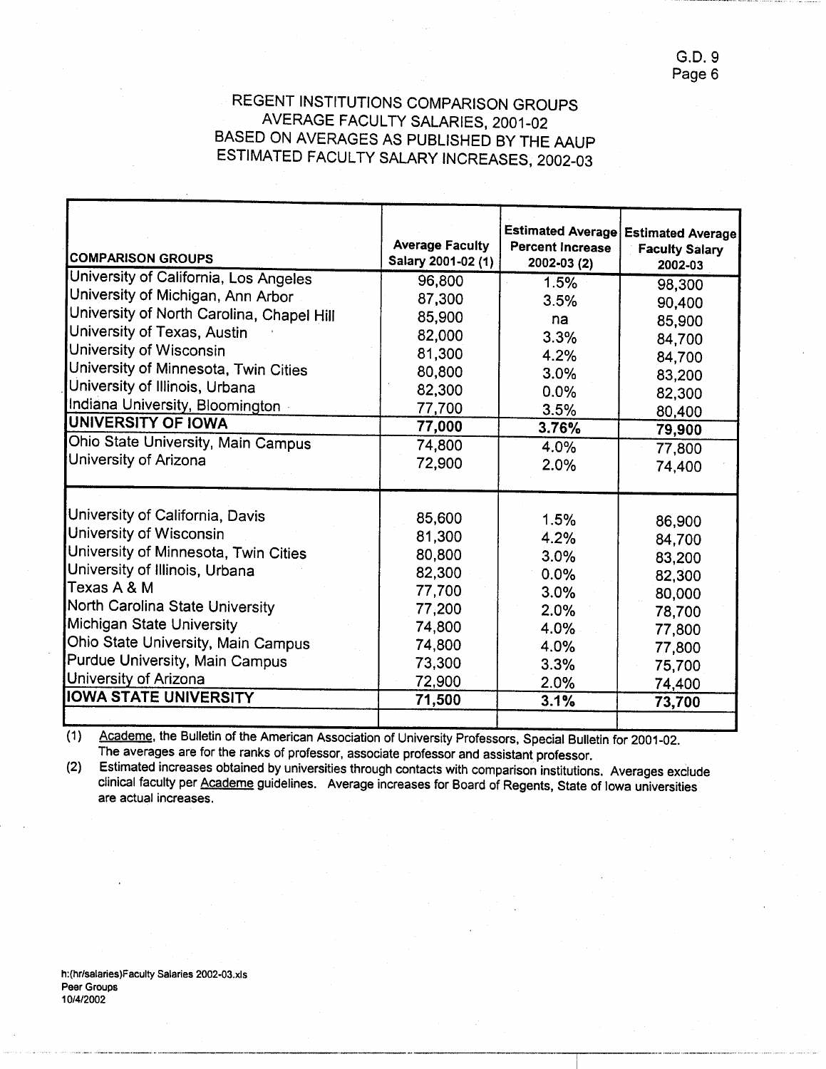# REGENT INSTITUTIONS COMPARISON GROUPS
## AVERAGE FACULTY SALARIES, 2001-02
## BASED ON AVERAGES AS PUBLISHED BY THE AAUP
## ESTIMATED FACULTY SALARY INCREASES, 2002-03

| COMPARISON GROUPS | Average Faculty Salary 2001-02 (1) | Estimated Average Percent Increase 2002-03 (2) | Estimated Average Faculty Salary 2002-03 |
|---|---|---|---|
| University of California, Los Angeles | 96,800 | 1.5% | 98,300 |
| University of Michigan, Ann Arbor | 87,300 | 3.5% | 90,400 |
| University of North Carolina, Chapel Hill | 85,900 | na | 85,900 |
| University of Texas, Austin | 82,000 | 3.3% | 84,700 |
| University of Wisconsin | 81,300 | 4.2% | 84,700 |
| University of Minnesota, Twin Cities | 80,800 | 3.0% | 83,200 |
| University of Illinois, Urbana | 82,300 | 0.0% | 82,300 |
| Indiana University, Bloomington | 77,700 | 3.5% | 80,400 |
| **UNIVERSITY OF IOWA** | **77,000** | **3.76%** | **79,900** |
| Ohio State University, Main Campus | 74,800 | 4.0% | 77,800 |
| University of Arizona | 72,900 | 2.0% | 74,400 |
| | | | |
| University of California, Davis | 85,600 | 1.5% | 86,900 |
| University of Wisconsin | 81,300 | 4.2% | 84,700 |
| University of Minnesota, Twin Cities | 80,800 | 3.0% | 83,200 |
| University of Illinois, Urbana | 82,300 | 0.0% | 82,300 |
| Texas A & M | 77,700 | 3.0% | 80,000 |
| North Carolina State University | 77,200 | 2.0% | 78,700 |
| Michigan State University | 74,800 | 4.0% | 77,800 |
| Ohio State University, Main Campus | 74,800 | 4.0% | 77,800 |
| Purdue University, Main Campus | 73,300 | 3.3% | 75,700 |
| University of Arizona | 72,900 | 2.0% | 74,400 |
| **IOWA STATE UNIVERSITY** | **71,500** | **3.1%** | **73,700** |

(1) Academe, the Bulletin of the American Association of University Professors, Special Bulletin for 2001-02. The averages are for the ranks of professor, associate professor and assistant professor.

(2) Estimated increases obtained by universities through contacts with comparison institutions. Averages exclude clinical faculty per Academe guidelines. Average increases for Board of Regents, State of Iowa universities are actual increases.

h:(hr/salaries)Faculty Salaries 2002-03.xls
Peer Groups
10/4/2002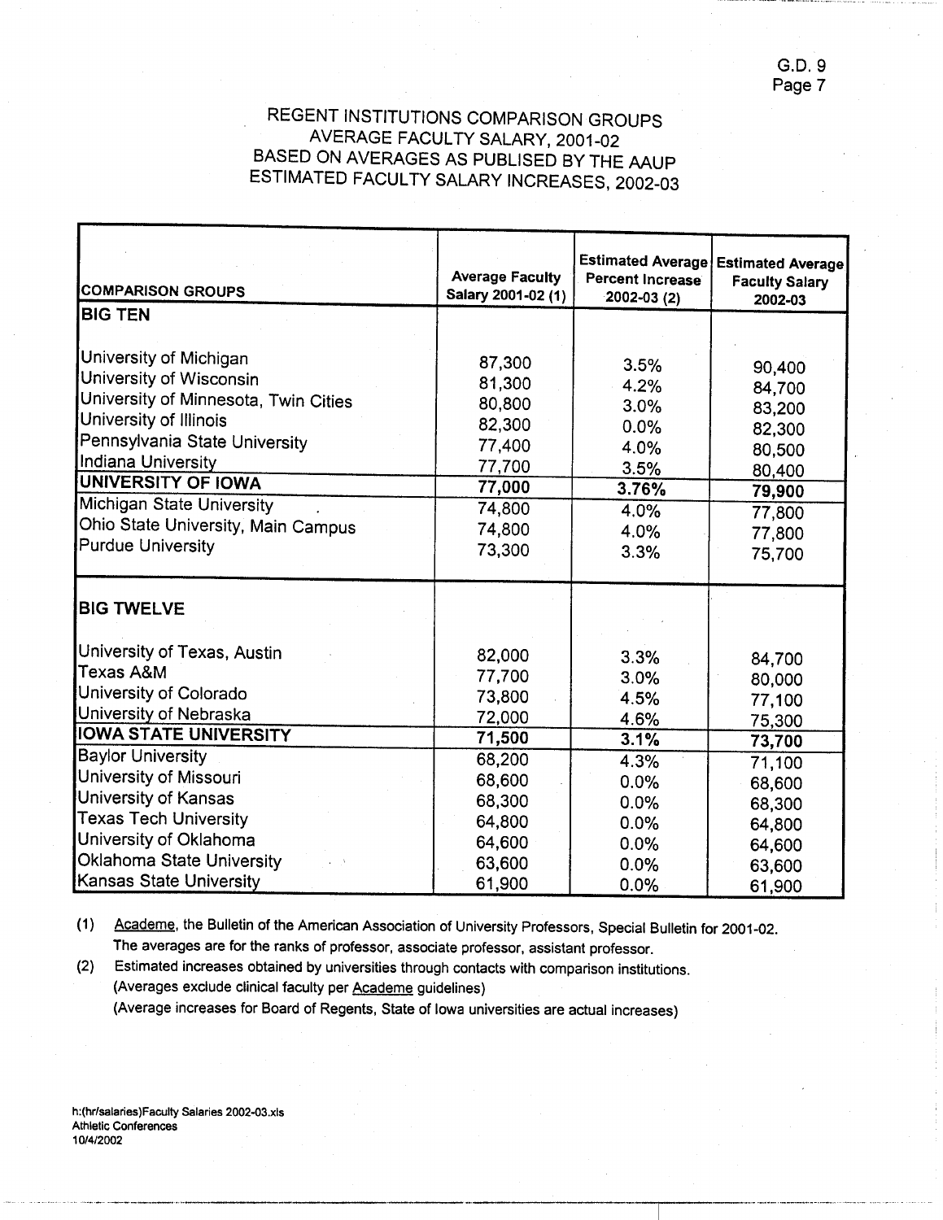G.D. 9

# REGENT INSTITUTIONS COMPARISON GROUPS
## AVERAGE FACULTY SALARY, 2001-02
## BASED ON AVERAGES AS PUBLISED BY THE AAUP
## ESTIMATED FACULTY SALARY INCREASES, 2002-03

| COMPARISON GROUPS | Average Faculty Salary 2001-02 (1) | Estimated Average Percent Increase 2002-03 (2) | Estimated Average Faculty Salary 2002-03 |
|---|---|---|---|
| **BIG TEN** | | | |
| University of Michigan | 87,300 | 3.5% | 90,400 |
| University of Wisconsin | 81,300 | 4.2% | 84,700 |
| University of Minnesota, Twin Cities | 80,800 | 3.0% | 83,200 |
| University of Illinois | 82,300 | 0.0% | 82,300 |
| Pennsylvania State University | 77,400 | 4.0% | 80,500 |
| Indiana University | 77,700 | 3.5% | 80,400 |
| **UNIVERSITY OF IOWA** | **77,000** | **3.76%** | **79,900** |
| Michigan State University | 74,800 | 4.0% | 77,800 |
| Ohio State University, Main Campus | 74,800 | 4.0% | 77,800 |
| Purdue University | 73,300 | 3.3% | 75,700 |
| **BIG TWELVE** | | | |
| University of Texas, Austin | 82,000 | 3.3% | 84,700 |
| Texas A&M | 77,700 | 3.0% | 80,000 |
| University of Colorado | 73,800 | 4.5% | 77,100 |
| University of Nebraska | 72,000 | 4.6% | 75,300 |
| **IOWA STATE UNIVERSITY** | **71,500** | **3.1%** | **73,700** |
| Baylor University | 68,200 | 4.3% | 71,100 |
| University of Missouri | 68,600 | 0.0% | 68,600 |
| University of Kansas | 68,300 | 0.0% | 68,300 |
| Texas Tech University | 64,800 | 0.0% | 64,800 |
| University of Oklahoma | 64,600 | 0.0% | 64,600 |
| Oklahoma State University | 63,600 | 0.0% | 63,600 |
| Kansas State University | 61,900 | 0.0% | 61,900 |

(1) Academe, the Bulletin of the American Association of University Professors, Special Bulletin for 2001-02. The averages are for the ranks of professor, associate professor, assistant professor.

(2) Estimated increases obtained by universities through contacts with comparison institutions. (Averages exclude clinical faculty per Academe guidelines) (Average increases for Board of Regents, State of Iowa universities are actual increases)

h:(hr/salaries)Faculty Salaries 2002-03.xls
Athletic Conferences
10/4/2002